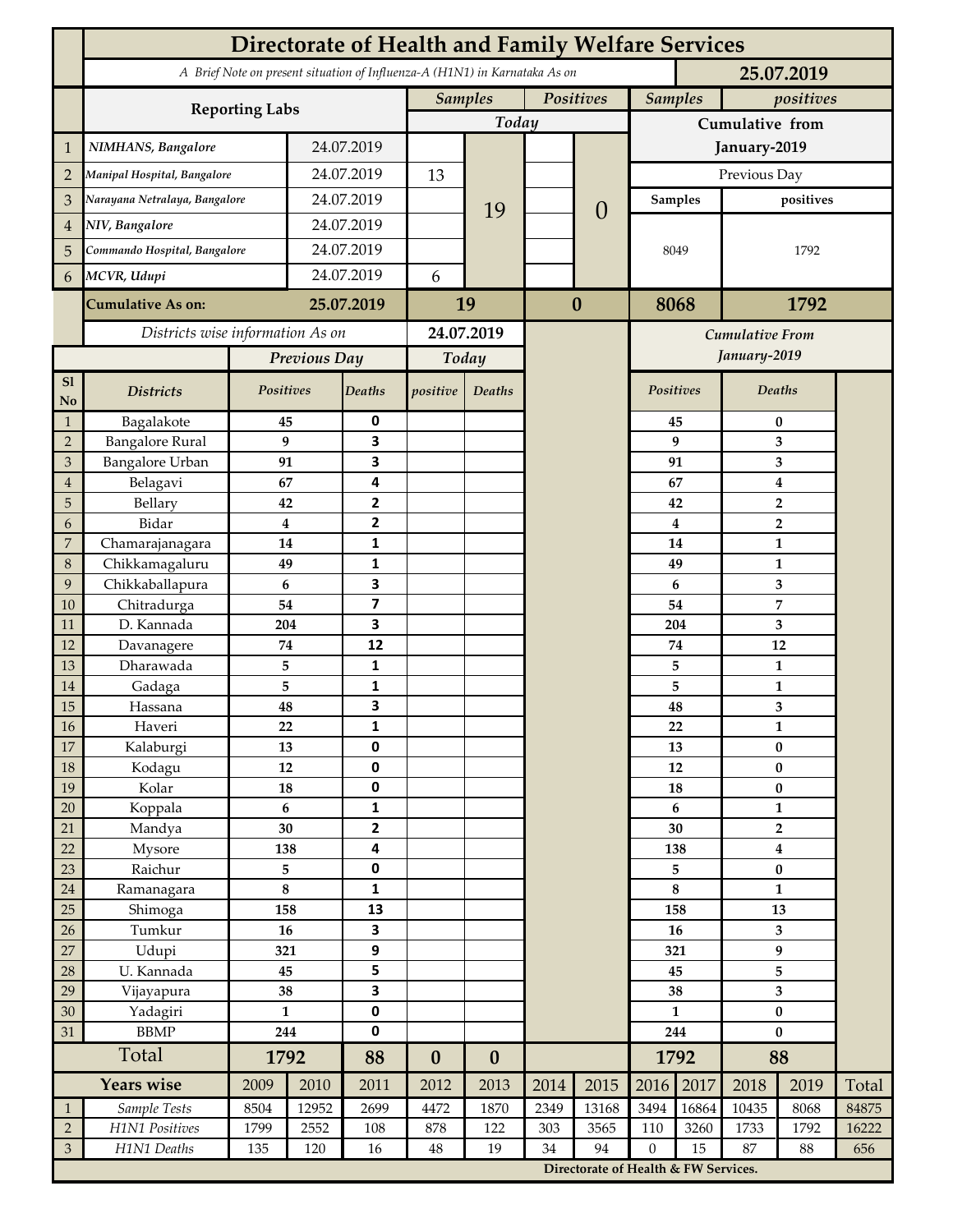# Directorate of Health and Family Welfare Services

*A Brief Note on present situation of Influenza-A (H1N1) in Karnataka As on* **25.07.2019**

| | Reporting Labs | | Samples (Today) | | Positives (Today) | | Samples (Cumulative from January-2019, Previous Day) | positives (Cumulative from January-2019, Previous Day) |
|---|---|---|---|---|---|---|---|---|
| 1 | *NIMHANS, Bangalore* | 24.07.2019 | | 19 | | 0 | 8049 | 1792 |
| 2 | *Manipal Hospital, Bangalore* | 24.07.2019 | 13 | | | | | |
| 3 | *Narayana Netralaya, Bangalore* | 24.07.2019 | | | | | | |
| 4 | *NIV, Bangalore* | 24.07.2019 | | | | | | |
| 5 | *Commando Hospital, Bangalore* | 24.07.2019 | | | | | | |
| 6 | *MCVR, Udupi* | 24.07.2019 | 6 | | | | | |
| | **Cumulative As on:** | **25.07.2019** | **19** | | **0** | | **8068** | **1792** |

*Districts wise information As on* **24.07.2019**

| Sl No | Districts | Positives (Previous Day) | Deaths (Previous Day) | positive (Today) | Deaths (Today) | Positives (Cumulative From January-2019) | Deaths (Cumulative From January-2019) |
|---|---|---|---|---|---|---|---|
| 1 | Bagalakote | 45 | 0 | | | 45 | 0 |
| 2 | Bangalore Rural | 9 | 3 | | | 9 | 3 |
| 3 | Bangalore Urban | 91 | 3 | | | 91 | 3 |
| 4 | Belagavi | 67 | 4 | | | 67 | 4 |
| 5 | Bellary | 42 | 2 | | | 42 | 2 |
| 6 | Bidar | 4 | 2 | | | 4 | 2 |
| 7 | Chamarajanagara | 14 | 1 | | | 14 | 1 |
| 8 | Chikkamagaluru | 49 | 1 | | | 49 | 1 |
| 9 | Chikkaballapura | 6 | 3 | | | 6 | 3 |
| 10 | Chitradurga | 54 | 7 | | | 54 | 7 |
| 11 | D. Kannada | 204 | 3 | | | 204 | 3 |
| 12 | Davanagere | 74 | 12 | | | 74 | 12 |
| 13 | Dharawada | 5 | 1 | | | 5 | 1 |
| 14 | Gadaga | 5 | 1 | | | 5 | 1 |
| 15 | Hassana | 48 | 3 | | | 48 | 3 |
| 16 | Haveri | 22 | 1 | | | 22 | 1 |
| 17 | Kalaburgi | 13 | 0 | | | 13 | 0 |
| 18 | Kodagu | 12 | 0 | | | 12 | 0 |
| 19 | Kolar | 18 | 0 | | | 18 | 0 |
| 20 | Koppala | 6 | 1 | | | 6 | 1 |
| 21 | Mandya | 30 | 2 | | | 30 | 2 |
| 22 | Mysore | 138 | 4 | | | 138 | 4 |
| 23 | Raichur | 5 | 0 | | | 5 | 0 |
| 24 | Ramanagara | 8 | 1 | | | 8 | 1 |
| 25 | Shimoga | 158 | 13 | | | 158 | 13 |
| 26 | Tumkur | 16 | 3 | | | 16 | 3 |
| 27 | Udupi | 321 | 9 | | | 321 | 9 |
| 28 | U. Kannada | 45 | 5 | | | 45 | 5 |
| 29 | Vijayapura | 38 | 3 | | | 38 | 3 |
| 30 | Yadagiri | 1 | 0 | | | 1 | 0 |
| 31 | BBMP | 244 | 0 | | | 244 | 0 |
| | **Total** | **1792** | **88** | **0** | **0** | **1792** | **88** |

| | Years wise | 2009 | 2010 | 2011 | 2012 | 2013 | 2014 | 2015 | 2016 | 2017 | 2018 | 2019 | Total |
|---|---|---|---|---|---|---|---|---|---|---|---|---|---|
| 1 | *Sample Tests* | 8504 | 12952 | 2699 | 4472 | 1870 | 2349 | 13168 | 3494 | 16864 | 10435 | 8068 | 84875 |
| 2 | *H1N1 Positives* | 1799 | 2552 | 108 | 878 | 122 | 303 | 3565 | 110 | 3260 | 1733 | 1792 | 16222 |
| 3 | *H1N1 Deaths* | 135 | 120 | 16 | 48 | 19 | 34 | 94 | 0 | 15 | 87 | 88 | 656 |

**Directorate of Health & FW Services.**